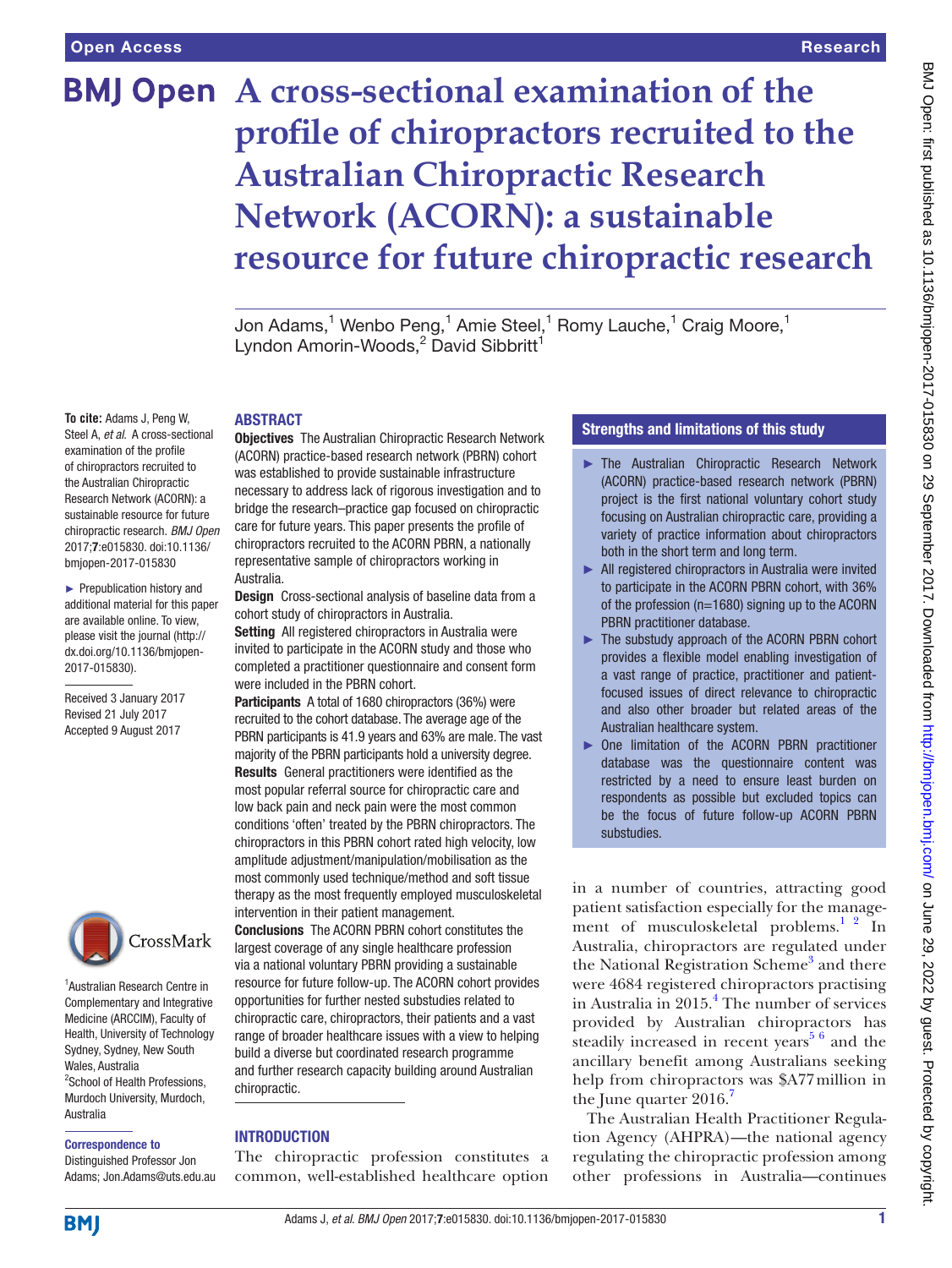# A cross-sectional examination of the profile of chiropractors recruited to the Australian Chiropractic Research Network (ACORN): a sustainable resource for future chiropractic research

Jon Adams,[1] Wenbo Peng,[1] Amie Steel,[1] Romy Lauche,[1] Craig Moore,[1] Lyndon Amorin-Woods,[2] David Sibbritt[1]

**To cite:** Adams J, Peng W, Steel A, *et al*. A cross-sectional examination of the profile of chiropractors recruited to the Australian Chiropractic Research Network (ACORN): a sustainable resource for future chiropractic research. *BMJ Open* 2017;**7**:e015830. doi:10.1136/bmjopen-2017-015830

► Prepublication history and additional material for this paper are available online. To view, please visit the journal (http://dx.doi.org/10.1136/bmjopen-2017-015830).

Received 3 January 2017
Revised 21 July 2017
Accepted 9 August 2017

[1]Australian Research Centre in Complementary and Integrative Medicine (ARCCIM), Faculty of Health, University of Technology Sydney, Sydney, New South Wales, Australia
[2]School of Health Professions, Murdoch University, Murdoch, Australia

**Correspondence to**
Distinguished Professor Jon Adams; Jon.Adams@uts.edu.au

## ABSTRACT

**Objectives** The Australian Chiropractic Research Network (ACORN) practice-based research network (PBRN) cohort was established to provide sustainable infrastructure necessary to address lack of rigorous investigation and to bridge the research–practice gap focused on chiropractic care for future years. This paper presents the profile of chiropractors recruited to the ACORN PBRN, a nationally representative sample of chiropractors working in Australia.

**Design** Cross-sectional analysis of baseline data from a cohort study of chiropractors in Australia.

**Setting** All registered chiropractors in Australia were invited to participate in the ACORN study and those who completed a practitioner questionnaire and consent form were included in the PBRN cohort.

**Participants** A total of 1680 chiropractors (36%) were recruited to the cohort database. The average age of the PBRN participants is 41.9 years and 63% are male. The vast majority of the PBRN participants hold a university degree.

**Results** General practitioners were identified as the most popular referral source for chiropractic care and low back pain and neck pain were the most common conditions 'often' treated by the PBRN chiropractors. The chiropractors in this PBRN cohort rated high velocity, low amplitude adjustment/manipulation/mobilisation as the most commonly used technique/method and soft tissue therapy as the most frequently employed musculoskeletal intervention in their patient management.

**Conclusions** The ACORN PBRN cohort constitutes the largest coverage of any single healthcare profession via a national voluntary PBRN providing a sustainable resource for future follow-up. The ACORN cohort provides opportunities for further nested substudies related to chiropractic care, chiropractors, their patients and a vast range of broader healthcare issues with a view to helping build a diverse but coordinated research programme and further research capacity building around Australian chiropractic.

### Strengths and limitations of this study

- The Australian Chiropractic Research Network (ACORN) practice-based research network (PBRN) project is the first national voluntary cohort study focusing on Australian chiropractic care, providing a variety of practice information about chiropractors both in the short term and long term.
- All registered chiropractors in Australia were invited to participate in the ACORN PBRN cohort, with 36% of the profession (n=1680) signing up to the ACORN PBRN practitioner database.
- The substudy approach of the ACORN PBRN cohort provides a flexible model enabling investigation of a vast range of practice, practitioner and patient-focused issues of direct relevance to chiropractic and also other broader but related areas of the Australian healthcare system.
- One limitation of the ACORN PBRN practitioner database was the questionnaire content was restricted by a need to ensure least burden on respondents as possible but excluded topics can be the focus of future follow-up ACORN PBRN substudies.

## INTRODUCTION

The chiropractic profession constitutes a common, well-established healthcare option in a number of countries, attracting good patient satisfaction especially for the management of musculoskeletal problems.[1 2] In Australia, chiropractors are regulated under the National Registration Scheme[3] and there were 4684 registered chiropractors practising in Australia in 2015.[4] The number of services provided by Australian chiropractors has steadily increased in recent years[5 6] and the ancillary benefit among Australians seeking help from chiropractors was $A77 million in the June quarter 2016.[7]

The Australian Health Practitioner Regulation Agency (AHPRA)—the national agency regulating the chiropractic profession among other professions in Australia—continues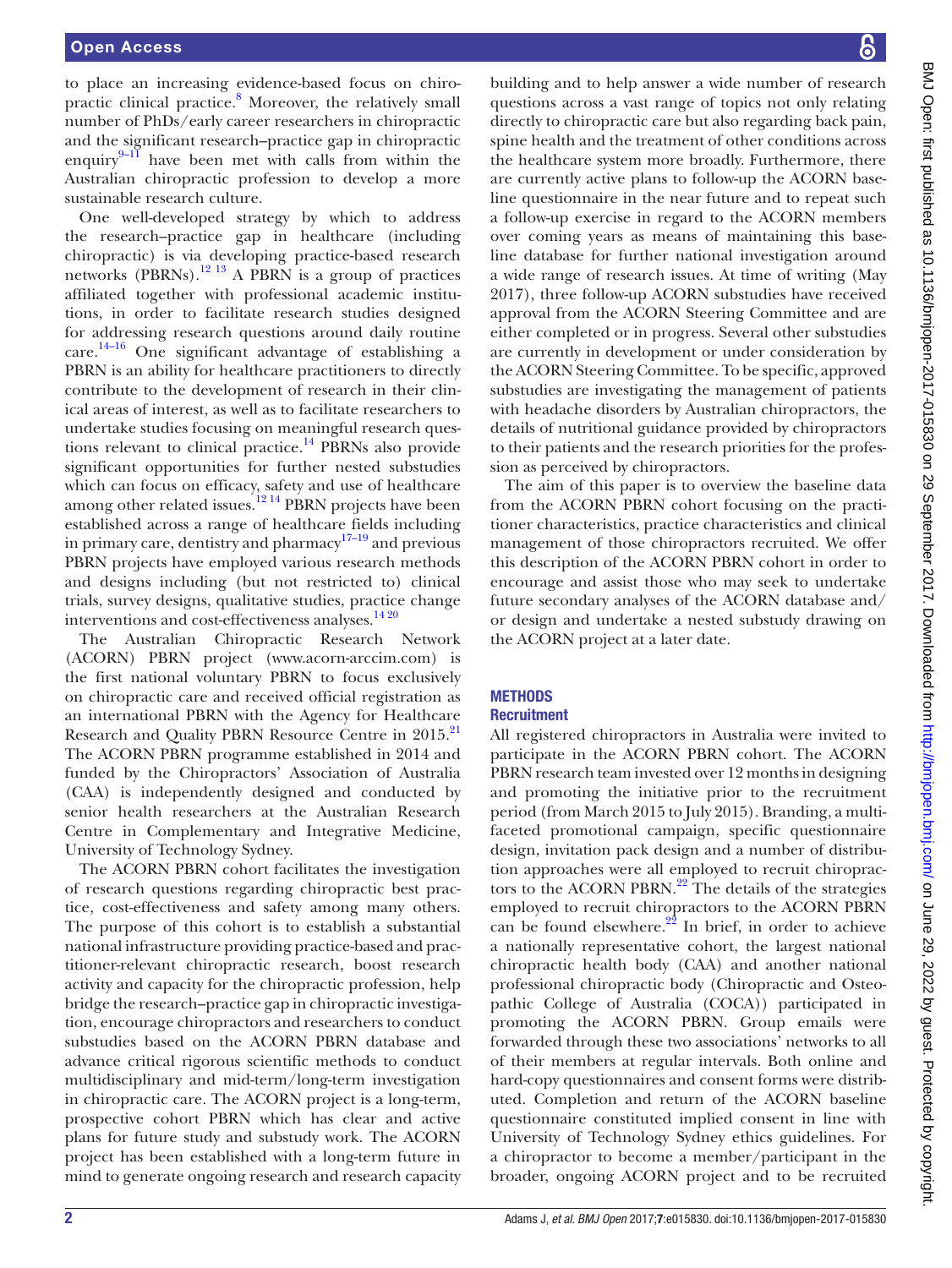to place an increasing evidence-based focus on chiropractic clinical practice.[8] Moreover, the relatively small number of PhDs/early career researchers in chiropractic and the significant research–practice gap in chiropractic enquiry[9–11] have been met with calls from within the Australian chiropractic profession to develop a more sustainable research culture.

One well-developed strategy by which to address the research–practice gap in healthcare (including chiropractic) is via developing practice-based research networks (PBRNs).[12 13] A PBRN is a group of practices affiliated together with professional academic institutions, in order to facilitate research studies designed for addressing research questions around daily routine care.[14–16] One significant advantage of establishing a PBRN is an ability for healthcare practitioners to directly contribute to the development of research in their clinical areas of interest, as well as to facilitate researchers to undertake studies focusing on meaningful research questions relevant to clinical practice.[14] PBRNs also provide significant opportunities for further nested substudies which can focus on efficacy, safety and use of healthcare among other related issues.[12 14] PBRN projects have been established across a range of healthcare fields including in primary care, dentistry and pharmacy[17–19] and previous PBRN projects have employed various research methods and designs including (but not restricted to) clinical trials, survey designs, qualitative studies, practice change interventions and cost-effectiveness analyses.[14 20]

The Australian Chiropractic Research Network (ACORN) PBRN project (www.acorn-arccim.com) is the first national voluntary PBRN to focus exclusively on chiropractic care and received official registration as an international PBRN with the Agency for Healthcare Research and Quality PBRN Resource Centre in 2015.[21] The ACORN PBRN programme established in 2014 and funded by the Chiropractors' Association of Australia (CAA) is independently designed and conducted by senior health researchers at the Australian Research Centre in Complementary and Integrative Medicine, University of Technology Sydney.

The ACORN PBRN cohort facilitates the investigation of research questions regarding chiropractic best practice, cost-effectiveness and safety among many others. The purpose of this cohort is to establish a substantial national infrastructure providing practice-based and practitioner-relevant chiropractic research, boost research activity and capacity for the chiropractic profession, help bridge the research–practice gap in chiropractic investigation, encourage chiropractors and researchers to conduct substudies based on the ACORN PBRN database and advance critical rigorous scientific methods to conduct multidisciplinary and mid-term/long-term investigation in chiropractic care. The ACORN project is a long-term, prospective cohort PBRN which has clear and active plans for future study and substudy work. The ACORN project has been established with a long-term future in mind to generate ongoing research and research capacity building and to help answer a wide number of research questions across a vast range of topics not only relating directly to chiropractic care but also regarding back pain, spine health and the treatment of other conditions across the healthcare system more broadly. Furthermore, there are currently active plans to follow-up the ACORN baseline questionnaire in the near future and to repeat such a follow-up exercise in regard to the ACORN members over coming years as means of maintaining this baseline database for further national investigation around a wide range of research issues. At time of writing (May 2017), three follow-up ACORN substudies have received approval from the ACORN Steering Committee and are either completed or in progress. Several other substudies are currently in development or under consideration by the ACORN Steering Committee. To be specific, approved substudies are investigating the management of patients with headache disorders by Australian chiropractors, the details of nutritional guidance provided by chiropractors to their patients and the research priorities for the profession as perceived by chiropractors.

The aim of this paper is to overview the baseline data from the ACORN PBRN cohort focusing on the practitioner characteristics, practice characteristics and clinical management of those chiropractors recruited. We offer this description of the ACORN PBRN cohort in order to encourage and assist those who may seek to undertake future secondary analyses of the ACORN database and/or design and undertake a nested substudy drawing on the ACORN project at a later date.

## METHODS

### Recruitment

All registered chiropractors in Australia were invited to participate in the ACORN PBRN cohort. The ACORN PBRN research team invested over 12 months in designing and promoting the initiative prior to the recruitment period (from March 2015 to July 2015). Branding, a multifaceted promotional campaign, specific questionnaire design, invitation pack design and a number of distribution approaches were all employed to recruit chiropractors to the ACORN PBRN.[22] The details of the strategies employed to recruit chiropractors to the ACORN PBRN can be found elsewhere.[22] In brief, in order to achieve a nationally representative cohort, the largest national chiropractic health body (CAA) and another national professional chiropractic body (Chiropractic and Osteopathic College of Australia (COCA)) participated in promoting the ACORN PBRN. Group emails were forwarded through these two associations' networks to all of their members at regular intervals. Both online and hard-copy questionnaires and consent forms were distributed. Completion and return of the ACORN baseline questionnaire constituted implied consent in line with University of Technology Sydney ethics guidelines. For a chiropractor to become a member/participant in the broader, ongoing ACORN project and to be recruited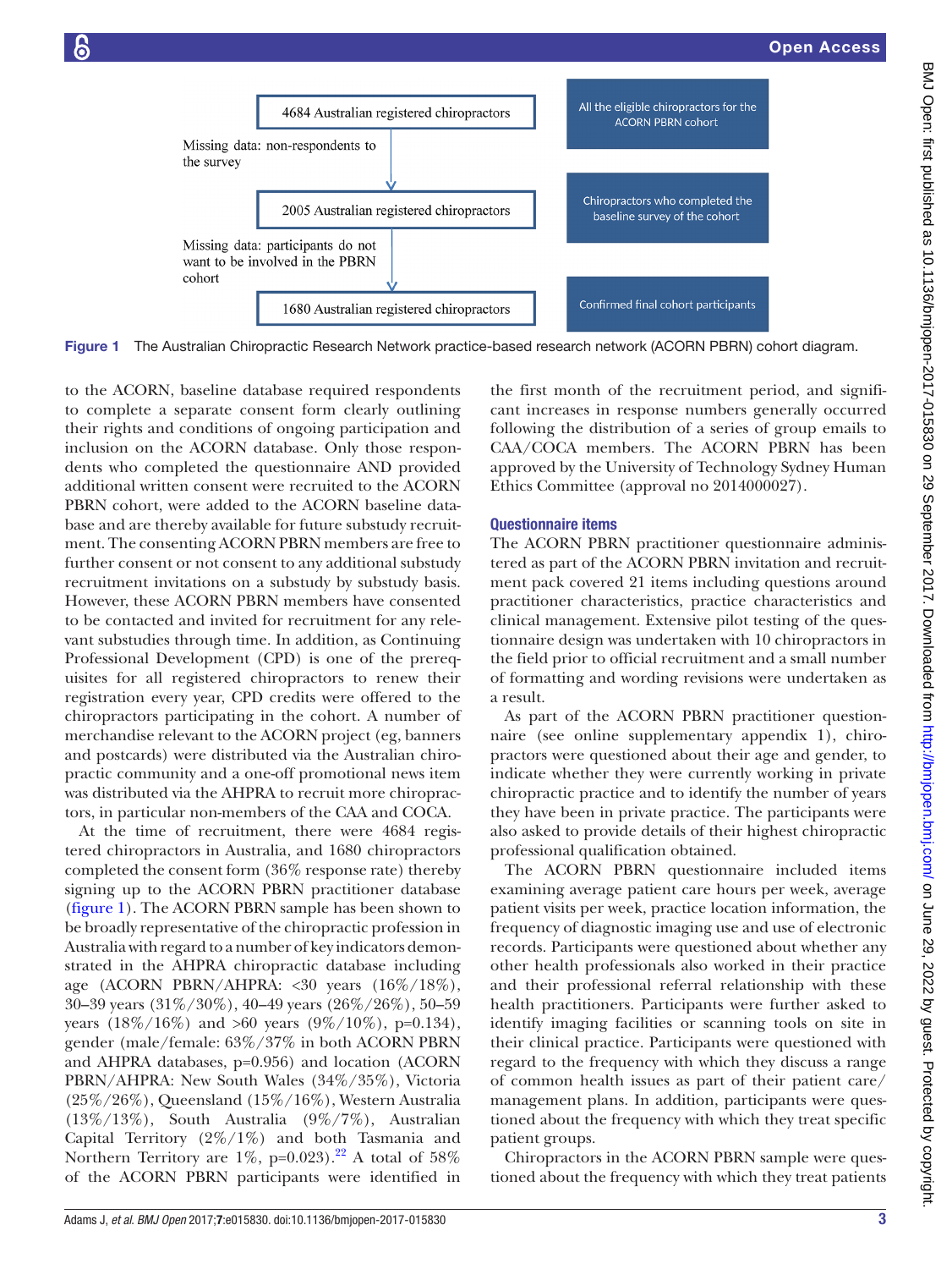4684 Australian registered chiropractors — All the eligible chiropractors for the ACORN PBRN cohort

Missing data: non-respondents to the survey

2005 Australian registered chiropractors — Chiropractors who completed the baseline survey of the cohort

Missing data: participants do not want to be involved in the PBRN cohort

1680 Australian registered chiropractors — Confirmed final cohort participants

**Figure 1** The Australian Chiropractic Research Network practice-based research network (ACORN PBRN) cohort diagram.

to the ACORN, baseline database required respondents to complete a separate consent form clearly outlining their rights and conditions of ongoing participation and inclusion on the ACORN database. Only those respondents who completed the questionnaire AND provided additional written consent were recruited to the ACORN PBRN cohort, were added to the ACORN baseline database and are thereby available for future substudy recruitment. The consenting ACORN PBRN members are free to further consent or not consent to any additional substudy recruitment invitations on a substudy by substudy basis. However, these ACORN PBRN members have consented to be contacted and invited for recruitment for any relevant substudies through time. In addition, as Continuing Professional Development (CPD) is one of the prerequisites for all registered chiropractors to renew their registration every year, CPD credits were offered to the chiropractors participating in the cohort. A number of merchandise relevant to the ACORN project (eg, banners and postcards) were distributed via the Australian chiropractic community and a one-off promotional news item was distributed via the AHPRA to recruit more chiropractors, in particular non-members of the CAA and COCA.

At the time of recruitment, there were 4684 registered chiropractors in Australia, and 1680 chiropractors completed the consent form (36% response rate) thereby signing up to the ACORN PBRN practitioner database (figure 1). The ACORN PBRN sample has been shown to be broadly representative of the chiropractic profession in Australia with regard to a number of key indicators demonstrated in the AHPRA chiropractic database including age (ACORN PBRN/AHPRA: <30 years (16%/18%), 30–39 years (31%/30%), 40–49 years (26%/26%), 50–59 years (18%/16%) and >60 years (9%/10%), p=0.134), gender (male/female: 63%/37% in both ACORN PBRN and AHPRA databases, p=0.956) and location (ACORN PBRN/AHPRA: New South Wales (34%/35%), Victoria (25%/26%), Queensland (15%/16%), Western Australia (13%/13%), South Australia (9%/7%), Australian Capital Territory (2%/1%) and both Tasmania and Northern Territory are 1%, p=0.023).[22] A total of 58% of the ACORN PBRN participants were identified in the first month of the recruitment period, and significant increases in response numbers generally occurred following the distribution of a series of group emails to CAA/COCA members. The ACORN PBRN has been approved by the University of Technology Sydney Human Ethics Committee (approval no 2014000027).

### Questionnaire items

The ACORN PBRN practitioner questionnaire administered as part of the ACORN PBRN invitation and recruitment pack covered 21 items including questions around practitioner characteristics, practice characteristics and clinical management. Extensive pilot testing of the questionnaire design was undertaken with 10 chiropractors in the field prior to official recruitment and a small number of formatting and wording revisions were undertaken as a result.

As part of the ACORN PBRN practitioner questionnaire (see online supplementary appendix 1), chiropractors were questioned about their age and gender, to indicate whether they were currently working in private chiropractic practice and to identify the number of years they have been in private practice. The participants were also asked to provide details of their highest chiropractic professional qualification obtained.

The ACORN PBRN questionnaire included items examining average patient care hours per week, average patient visits per week, practice location information, the frequency of diagnostic imaging use and use of electronic records. Participants were questioned about whether any other health professionals also worked in their practice and their professional referral relationship with these health practitioners. Participants were further asked to identify imaging facilities or scanning tools on site in their clinical practice. Participants were questioned with regard to the frequency with which they discuss a range of common health issues as part of their patient care/management plans. In addition, participants were questioned about the frequency with which they treat specific patient groups.

Chiropractors in the ACORN PBRN sample were questioned about the frequency with which they treat patients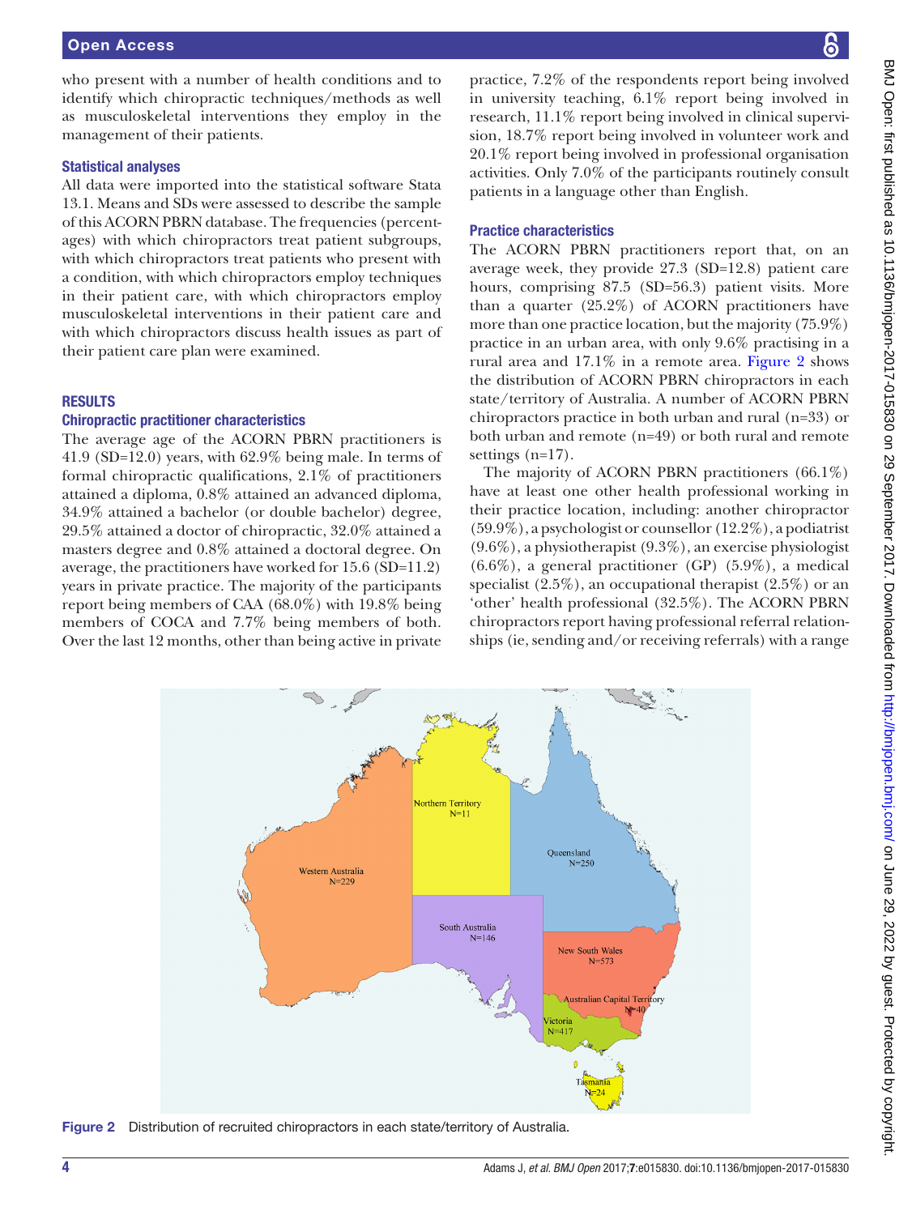who present with a number of health conditions and to identify which chiropractic techniques/methods as well as musculoskeletal interventions they employ in the management of their patients.

### Statistical analyses

All data were imported into the statistical software Stata 13.1. Means and SDs were assessed to describe the sample of this ACORN PBRN database. The frequencies (percentages) with which chiropractors treat patient subgroups, with which chiropractors treat patients who present with a condition, with which chiropractors employ techniques in their patient care, with which chiropractors employ musculoskeletal interventions in their patient care and with which chiropractors discuss health issues as part of their patient care plan were examined.

## RESULTS

### Chiropractic practitioner characteristics

The average age of the ACORN PBRN practitioners is 41.9 (SD=12.0) years, with 62.9% being male. In terms of formal chiropractic qualifications, 2.1% of practitioners attained a diploma, 0.8% attained an advanced diploma, 34.9% attained a bachelor (or double bachelor) degree, 29.5% attained a doctor of chiropractic, 32.0% attained a masters degree and 0.8% attained a doctoral degree. On average, the practitioners have worked for 15.6 (SD=11.2) years in private practice. The majority of the participants report being members of CAA (68.0%) with 19.8% being members of COCA and 7.7% being members of both. Over the last 12 months, other than being active in private practice, 7.2% of the respondents report being involved in university teaching, 6.1% report being involved in research, 11.1% report being involved in clinical supervision, 18.7% report being involved in volunteer work and 20.1% report being involved in professional organisation activities. Only 7.0% of the participants routinely consult patients in a language other than English.

### Practice characteristics

The ACORN PBRN practitioners report that, on an average week, they provide 27.3 (SD=12.8) patient care hours, comprising 87.5 (SD=56.3) patient visits. More than a quarter (25.2%) of ACORN practitioners have more than one practice location, but the majority (75.9%) practice in an urban area, with only 9.6% practising in a rural area and 17.1% in a remote area. Figure 2 shows the distribution of ACORN PBRN chiropractors in each state/territory of Australia. A number of ACORN PBRN chiropractors practice in both urban and rural (n=33) or both urban and remote (n=49) or both rural and remote settings (n=17).

The majority of ACORN PBRN practitioners (66.1%) have at least one other health professional working in their practice location, including: another chiropractor (59.9%), a psychologist or counsellor (12.2%), a podiatrist (9.6%), a physiotherapist (9.3%), an exercise physiologist (6.6%), a general practitioner (GP) (5.9%), a medical specialist (2.5%), an occupational therapist (2.5%) or an 'other' health professional (32.5%). The ACORN PBRN chiropractors report having professional referral relationships (ie, sending and/or receiving referrals) with a range

Figure 2 Distribution of recruited chiropractors in each state/territory of Australia.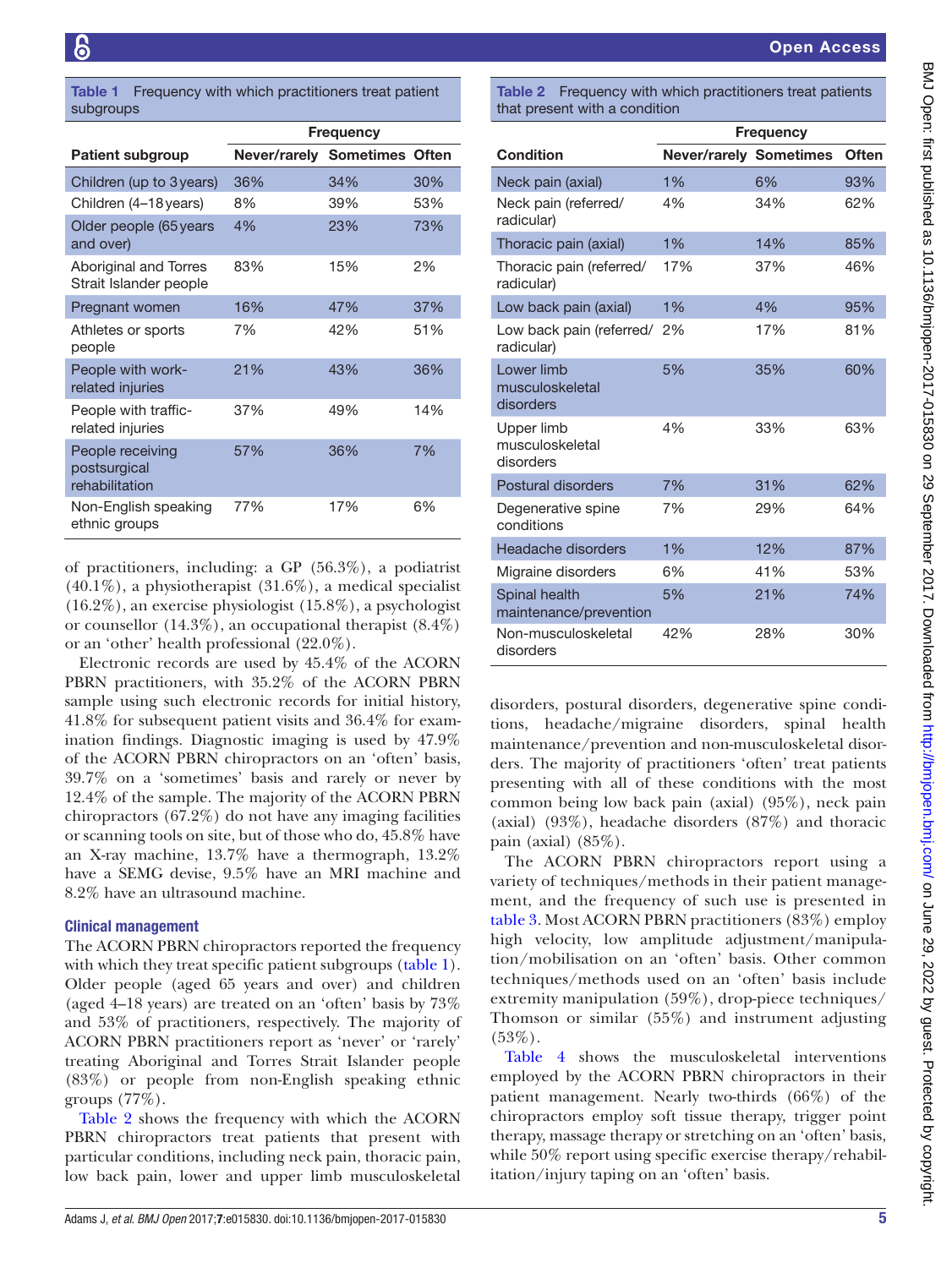**Table 1** Frequency with which practitioners treat patient subgroups

| | Frequency | | |
|---|---|---|---|
| Patient subgroup | Never/rarely | Sometimes | Often |
| Children (up to 3 years) | 36% | 34% | 30% |
| Children (4–18 years) | 8% | 39% | 53% |
| Older people (65 years and over) | 4% | 23% | 73% |
| Aboriginal and Torres Strait Islander people | 83% | 15% | 2% |
| Pregnant women | 16% | 47% | 37% |
| Athletes or sports people | 7% | 42% | 51% |
| People with work-related injuries | 21% | 43% | 36% |
| People with traffic-related injuries | 37% | 49% | 14% |
| People receiving postsurgical rehabilitation | 57% | 36% | 7% |
| Non-English speaking ethnic groups | 77% | 17% | 6% |

of practitioners, including: a GP (56.3%), a podiatrist (40.1%), a physiotherapist (31.6%), a medical specialist (16.2%), an exercise physiologist (15.8%), a psychologist or counsellor (14.3%), an occupational therapist (8.4%) or an 'other' health professional (22.0%).

Electronic records are used by 45.4% of the ACORN PBRN practitioners, with 35.2% of the ACORN PBRN sample using such electronic records for initial history, 41.8% for subsequent patient visits and 36.4% for examination findings. Diagnostic imaging is used by 47.9% of the ACORN PBRN chiropractors on an 'often' basis, 39.7% on a 'sometimes' basis and rarely or never by 12.4% of the sample. The majority of the ACORN PBRN chiropractors (67.2%) do not have any imaging facilities or scanning tools on site, but of those who do, 45.8% have an X-ray machine, 13.7% have a thermograph, 13.2% have a SEMG devise, 9.5% have an MRI machine and 8.2% have an ultrasound machine.

### Clinical management

The ACORN PBRN chiropractors reported the frequency with which they treat specific patient subgroups (table 1). Older people (aged 65 years and over) and children (aged 4–18 years) are treated on an 'often' basis by 73% and 53% of practitioners, respectively. The majority of ACORN PBRN practitioners report as 'never' or 'rarely' treating Aboriginal and Torres Strait Islander people (83%) or people from non-English speaking ethnic groups (77%).

Table 2 shows the frequency with which the ACORN PBRN chiropractors treat patients that present with particular conditions, including neck pain, thoracic pain, low back pain, lower and upper limb musculoskeletal disorders, postural disorders, degenerative spine conditions, headache/migraine disorders, spinal health maintenance/prevention and non-musculoskeletal disorders. The majority of practitioners 'often' treat patients presenting with all of these conditions with the most common being low back pain (axial) (95%), neck pain (axial) (93%), headache disorders (87%) and thoracic pain (axial) (85%).

**Table 2** Frequency with which practitioners treat patients that present with a condition

| | Frequency | | |
|---|---|---|---|
| Condition | Never/rarely | Sometimes | Often |
| Neck pain (axial) | 1% | 6% | 93% |
| Neck pain (referred/radicular) | 4% | 34% | 62% |
| Thoracic pain (axial) | 1% | 14% | 85% |
| Thoracic pain (referred/radicular) | 17% | 37% | 46% |
| Low back pain (axial) | 1% | 4% | 95% |
| Low back pain (referred/radicular) | 2% | 17% | 81% |
| Lower limb musculoskeletal disorders | 5% | 35% | 60% |
| Upper limb musculoskeletal disorders | 4% | 33% | 63% |
| Postural disorders | 7% | 31% | 62% |
| Degenerative spine conditions | 7% | 29% | 64% |
| Headache disorders | 1% | 12% | 87% |
| Migraine disorders | 6% | 41% | 53% |
| Spinal health maintenance/prevention | 5% | 21% | 74% |
| Non-musculoskeletal disorders | 42% | 28% | 30% |

The ACORN PBRN chiropractors report using a variety of techniques/methods in their patient management, and the frequency of such use is presented in table 3. Most ACORN PBRN practitioners (83%) employ high velocity, low amplitude adjustment/manipulation/mobilisation on an 'often' basis. Other common techniques/methods used on an 'often' basis include extremity manipulation (59%), drop-piece techniques/Thomson or similar (55%) and instrument adjusting (53%).

Table 4 shows the musculoskeletal interventions employed by the ACORN PBRN chiropractors in their patient management. Nearly two-thirds (66%) of the chiropractors employ soft tissue therapy, trigger point therapy, massage therapy or stretching on an 'often' basis, while 50% report using specific exercise therapy/rehabilitation/injury taping on an 'often' basis.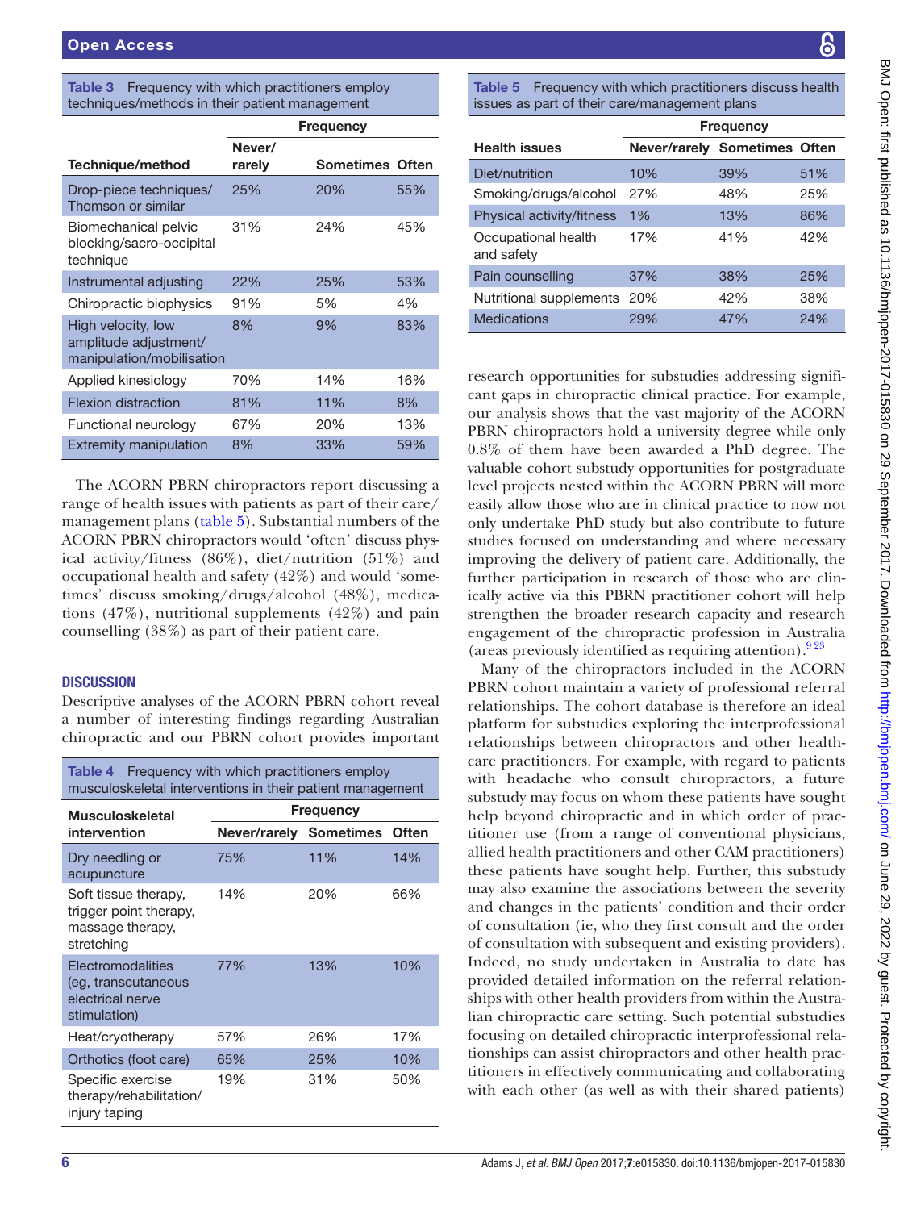**Table 3** Frequency with which practitioners employ techniques/methods in their patient management

| Technique/method | Frequency | | |
|---|---|---|---|
| | Never/rarely | Sometimes | Often |
| Drop-piece techniques/Thomson or similar | 25% | 20% | 55% |
| Biomechanical pelvic blocking/sacro-occipital technique | 31% | 24% | 45% |
| Instrumental adjusting | 22% | 25% | 53% |
| Chiropractic biophysics | 91% | 5% | 4% |
| High velocity, low amplitude adjustment/manipulation/mobilisation | 8% | 9% | 83% |
| Applied kinesiology | 70% | 14% | 16% |
| Flexion distraction | 81% | 11% | 8% |
| Functional neurology | 67% | 20% | 13% |
| Extremity manipulation | 8% | 33% | 59% |

The ACORN PBRN chiropractors report discussing a range of health issues with patients as part of their care/management plans (table 5). Substantial numbers of the ACORN PBRN chiropractors would 'often' discuss physical activity/fitness (86%), diet/nutrition (51%) and occupational health and safety (42%) and would 'sometimes' discuss smoking/drugs/alcohol (48%), medications (47%), nutritional supplements (42%) and pain counselling (38%) as part of their patient care.

## DISCUSSION

Descriptive analyses of the ACORN PBRN cohort reveal a number of interesting findings regarding Australian chiropractic and our PBRN cohort provides important research opportunities for substudies addressing significant gaps in chiropractic clinical practice. For example, our analysis shows that the vast majority of the ACORN PBRN chiropractors hold a university degree while only 0.8% of them have been awarded a PhD degree. The valuable cohort substudy opportunities for postgraduate level projects nested within the ACORN PBRN will more easily allow those who are in clinical practice to now not only undertake PhD study but also contribute to future studies focused on understanding and where necessary improving the delivery of patient care. Additionally, the further participation in research of those who are clinically active via this PBRN practitioner cohort will help strengthen the broader research capacity and research engagement of the chiropractic profession in Australia (areas previously identified as requiring attention).[9 23]

Many of the chiropractors included in the ACORN PBRN cohort maintain a variety of professional referral relationships. The cohort database is therefore an ideal platform for substudies exploring the interprofessional relationships between chiropractors and other healthcare practitioners. For example, with regard to patients with headache who consult chiropractors, a future substudy may focus on whom these patients have sought help beyond chiropractic and in which order of practitioner use (from a range of conventional physicians, allied health practitioners and other CAM practitioners) these patients have sought help. Further, this substudy may also examine the associations between the severity and changes in the patients' condition and their order of consultation (ie, who they first consult and the order of consultation with subsequent and existing providers). Indeed, no study undertaken in Australia to date has provided detailed information on the referral relationships with other health providers from within the Australian chiropractic care setting. Such potential substudies focusing on detailed chiropractic interprofessional relationships can assist chiropractors and other health practitioners in effectively communicating and collaborating with each other (as well as with their shared patients)

**Table 4** Frequency with which practitioners employ musculoskeletal interventions in their patient management

| Musculoskeletal intervention | Frequency | | |
|---|---|---|---|
| | Never/rarely | Sometimes | Often |
| Dry needling or acupuncture | 75% | 11% | 14% |
| Soft tissue therapy, trigger point therapy, massage therapy, stretching | 14% | 20% | 66% |
| Electromodalities (eg, transcutaneous electrical nerve stimulation) | 77% | 13% | 10% |
| Heat/cryotherapy | 57% | 26% | 17% |
| Orthotics (foot care) | 65% | 25% | 10% |
| Specific exercise therapy/rehabilitation/injury taping | 19% | 31% | 50% |

**Table 5** Frequency with which practitioners discuss health issues as part of their care/management plans

| Health issues | Frequency | | |
|---|---|---|---|
| | Never/rarely | Sometimes | Often |
| Diet/nutrition | 10% | 39% | 51% |
| Smoking/drugs/alcohol | 27% | 48% | 25% |
| Physical activity/fitness | 1% | 13% | 86% |
| Occupational health and safety | 17% | 41% | 42% |
| Pain counselling | 37% | 38% | 25% |
| Nutritional supplements | 20% | 42% | 38% |
| Medications | 29% | 47% | 24% |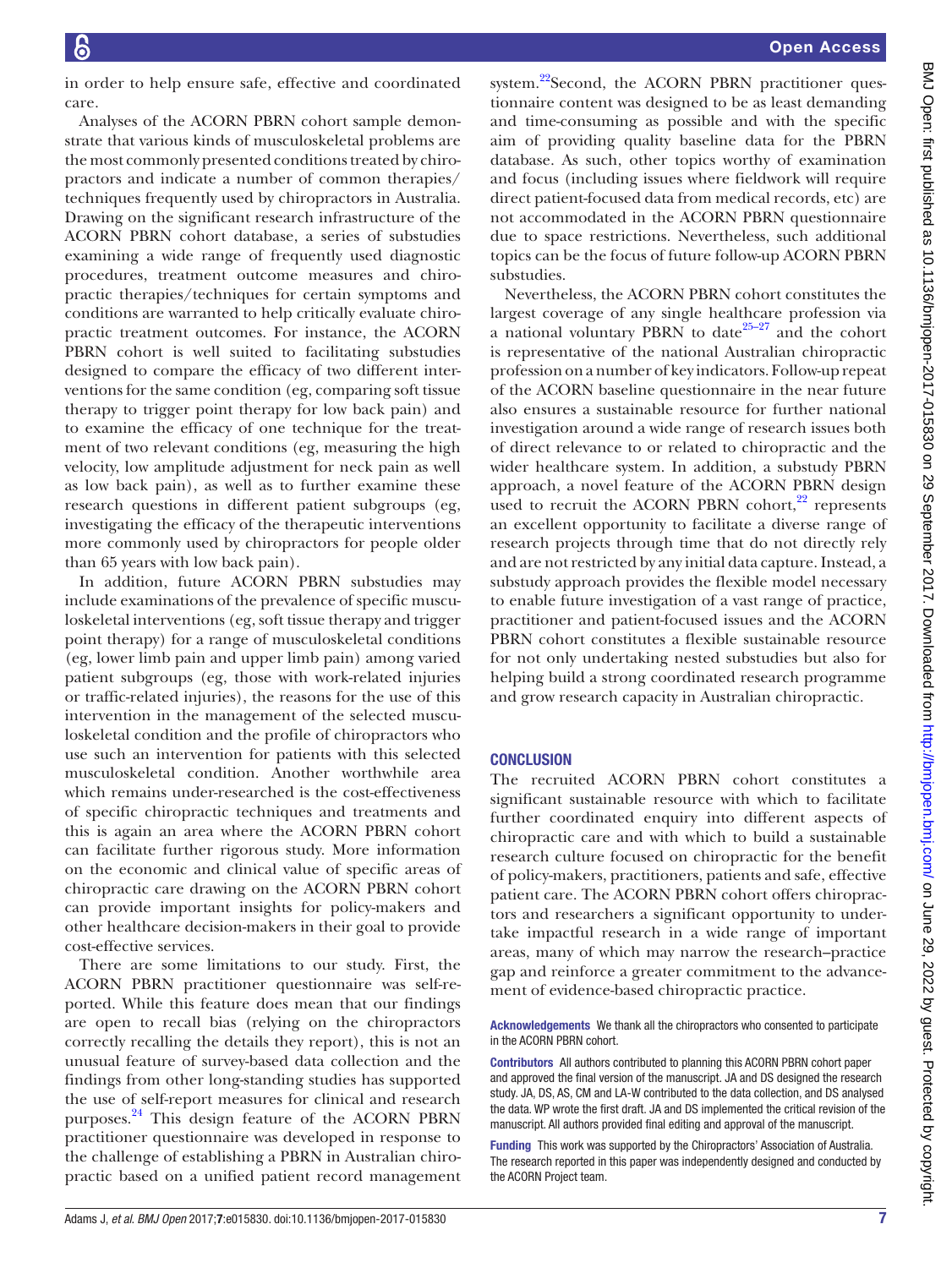in order to help ensure safe, effective and coordinated care.

Analyses of the ACORN PBRN cohort sample demonstrate that various kinds of musculoskeletal problems are the most commonly presented conditions treated by chiropractors and indicate a number of common therapies/techniques frequently used by chiropractors in Australia. Drawing on the significant research infrastructure of the ACORN PBRN cohort database, a series of substudies examining a wide range of frequently used diagnostic procedures, treatment outcome measures and chiropractic therapies/techniques for certain symptoms and conditions are warranted to help critically evaluate chiropractic treatment outcomes. For instance, the ACORN PBRN cohort is well suited to facilitating substudies designed to compare the efficacy of two different interventions for the same condition (eg, comparing soft tissue therapy to trigger point therapy for low back pain) and to examine the efficacy of one technique for the treatment of two relevant conditions (eg, measuring the high velocity, low amplitude adjustment for neck pain as well as low back pain), as well as to further examine these research questions in different patient subgroups (eg, investigating the efficacy of the therapeutic interventions more commonly used by chiropractors for people older than 65 years with low back pain).

In addition, future ACORN PBRN substudies may include examinations of the prevalence of specific musculoskeletal interventions (eg, soft tissue therapy and trigger point therapy) for a range of musculoskeletal conditions (eg, lower limb pain and upper limb pain) among varied patient subgroups (eg, those with work-related injuries or traffic-related injuries), the reasons for the use of this intervention in the management of the selected musculoskeletal condition and the profile of chiropractors who use such an intervention for patients with this selected musculoskeletal condition. Another worthwhile area which remains under-researched is the cost-effectiveness of specific chiropractic techniques and treatments and this is again an area where the ACORN PBRN cohort can facilitate further rigorous study. More information on the economic and clinical value of specific areas of chiropractic care drawing on the ACORN PBRN cohort can provide important insights for policy-makers and other healthcare decision-makers in their goal to provide cost-effective services.

There are some limitations to our study. First, the ACORN PBRN practitioner questionnaire was self-reported. While this feature does mean that our findings are open to recall bias (relying on the chiropractors correctly recalling the details they report), this is not an unusual feature of survey-based data collection and the findings from other long-standing studies has supported the use of self-report measures for clinical and research purposes.[24] This design feature of the ACORN PBRN practitioner questionnaire was developed in response to the challenge of establishing a PBRN in Australian chiropractic based on a unified patient record management system.[22] Second, the ACORN PBRN practitioner questionnaire content was designed to be as least demanding and time-consuming as possible and with the specific aim of providing quality baseline data for the PBRN database. As such, other topics worthy of examination and focus (including issues where fieldwork will require direct patient-focused data from medical records, etc) are not accommodated in the ACORN PBRN questionnaire due to space restrictions. Nevertheless, such additional topics can be the focus of future follow-up ACORN PBRN substudies.

Nevertheless, the ACORN PBRN cohort constitutes the largest coverage of any single healthcare profession via a national voluntary PBRN to date[25–27] and the cohort is representative of the national Australian chiropractic profession on a number of key indicators. Follow-up repeat of the ACORN baseline questionnaire in the near future also ensures a sustainable resource for further national investigation around a wide range of research issues both of direct relevance to or related to chiropractic and the wider healthcare system. In addition, a substudy PBRN approach, a novel feature of the ACORN PBRN design used to recruit the ACORN PBRN cohort,[22] represents an excellent opportunity to facilitate a diverse range of research projects through time that do not directly rely and are not restricted by any initial data capture. Instead, a substudy approach provides the flexible model necessary to enable future investigation of a vast range of practice, practitioner and patient-focused issues and the ACORN PBRN cohort constitutes a flexible sustainable resource for not only undertaking nested substudies but also for helping build a strong coordinated research programme and grow research capacity in Australian chiropractic.

## CONCLUSION

The recruited ACORN PBRN cohort constitutes a significant sustainable resource with which to facilitate further coordinated enquiry into different aspects of chiropractic care and with which to build a sustainable research culture focused on chiropractic for the benefit of policy-makers, practitioners, patients and safe, effective patient care. The ACORN PBRN cohort offers chiropractors and researchers a significant opportunity to undertake impactful research in a wide range of important areas, many of which may narrow the research–practice gap and reinforce a greater commitment to the advancement of evidence-based chiropractic practice.

**Acknowledgements** We thank all the chiropractors who consented to participate in the ACORN PBRN cohort.

**Contributors** All authors contributed to planning this ACORN PBRN cohort paper and approved the final version of the manuscript. JA and DS designed the research study. JA, DS, AS, CM and LA-W contributed to the data collection, and DS analysed the data. WP wrote the first draft. JA and DS implemented the critical revision of the manuscript. All authors provided final editing and approval of the manuscript.

**Funding** This work was supported by the Chiropractors' Association of Australia. The research reported in this paper was independently designed and conducted by the ACORN Project team.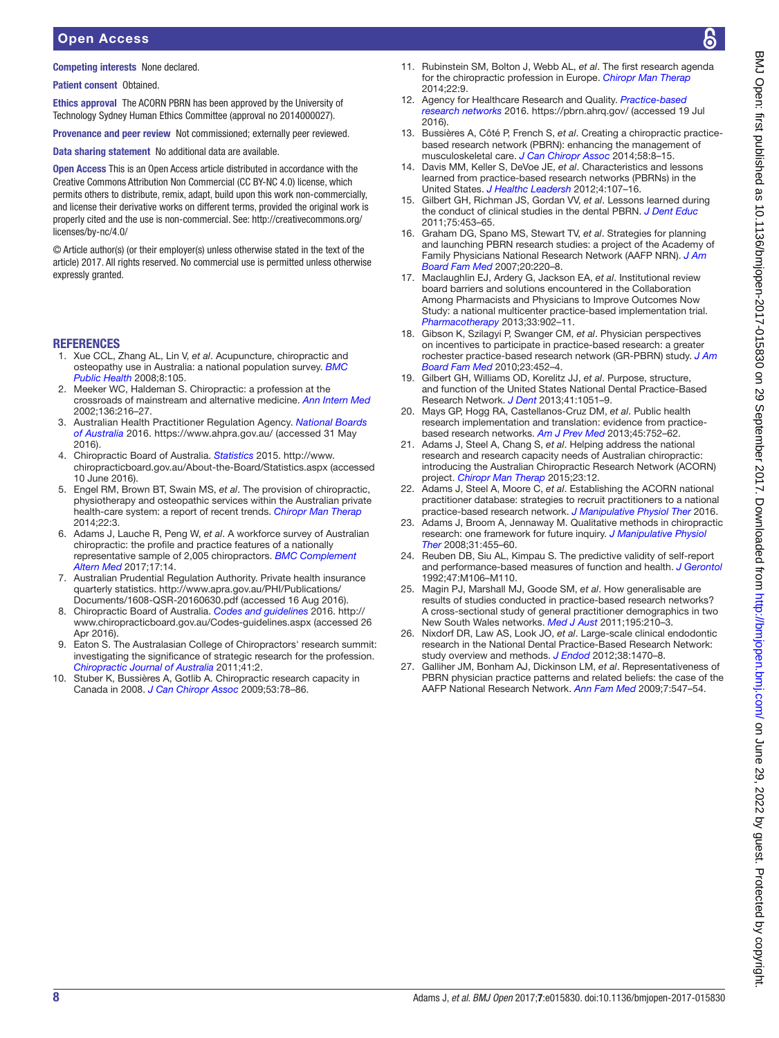**Competing interests** None declared.

**Patient consent** Obtained.

**Ethics approval** The ACORN PBRN has been approved by the University of Technology Sydney Human Ethics Committee (approval no 2014000027).

**Provenance and peer review** Not commissioned; externally peer reviewed.

**Data sharing statement** No additional data are available.

**Open Access** This is an Open Access article distributed in accordance with the Creative Commons Attribution Non Commercial (CC BY-NC 4.0) license, which permits others to distribute, remix, adapt, build upon this work non-commercially, and license their derivative works on different terms, provided the original work is properly cited and the use is non-commercial. See: http://creativecommons.org/licenses/by-nc/4.0/

© Article author(s) (or their employer(s) unless otherwise stated in the text of the article) 2017. All rights reserved. No commercial use is permitted unless otherwise expressly granted.

## REFERENCES

1. Xue CCL, Zhang AL, Lin V, *et al*. Acupuncture, chiropractic and osteopathy use in Australia: a national population survey. *BMC Public Health* 2008;8:105.
2. Meeker WC, Haldeman S. Chiropractic: a profession at the crossroads of mainstream and alternative medicine. *Ann Intern Med* 2002;136:216–27.
3. Australian Health Practitioner Regulation Agency. *National Boards of Australia* 2016. https://www.ahpra.gov.au/ (accessed 31 May 2016).
4. Chiropractic Board of Australia. *Statistics* 2015. http://www.chiropracticboard.gov.au/About-the-Board/Statistics.aspx (accessed 10 June 2016).
5. Engel RM, Brown BT, Swain MS, *et al*. The provision of chiropractic, physiotherapy and osteopathic services within the Australian private health-care system: a report of recent trends. *Chiropr Man Therap* 2014;22:3.
6. Adams J, Lauche R, Peng W, *et al*. A workforce survey of Australian chiropractic: the profile and practice features of a nationally representative sample of 2,005 chiropractors. *BMC Complement Altern Med* 2017;17:14.
7. Australian Prudential Regulation Authority. Private health insurance quarterly statistics. http://www.apra.gov.au/PHI/Publications/Documents/1608-QSR-20160630.pdf (accessed 16 Aug 2016).
8. Chiropractic Board of Australia. *Codes and guidelines* 2016. http://www.chiropracticboard.gov.au/Codes-guidelines.aspx (accessed 26 Apr 2016).
9. Eaton S. The Australasian College of Chiropractors' research summit: investigating the significance of strategic research for the profession. *Chiropractic Journal of Australia* 2011;41:2.
10. Stuber K, Bussières A, Gotlib A. Chiropractic research capacity in Canada in 2008. *J Can Chiropr Assoc* 2009;53:78–86.
11. Rubinstein SM, Bolton J, Webb AL, *et al*. The first research agenda for the chiropractic profession in Europe. *Chiropr Man Therap* 2014;22:9.
12. Agency for Healthcare Research and Quality. *Practice-based research networks* 2016. https://pbrn.ahrq.gov/ (accessed 19 Jul 2016).
13. Bussières A, Côté P, French S, *et al*. Creating a chiropractic practice-based research network (PBRN): enhancing the management of musculoskeletal care. *J Can Chiropr Assoc* 2014;58:8–15.
14. Davis MM, Keller S, DeVoe JE, *et al*. Characteristics and lessons learned from practice-based research networks (PBRNs) in the United States. *J Healthc Leadersh* 2012;4:107–16.
15. Gilbert GH, Richman JS, Gordan VV, *et al*. Lessons learned during the conduct of clinical studies in the dental PBRN. *J Dent Educ* 2011;75:453–65.
16. Graham DG, Spano MS, Stewart TV, *et al*. Strategies for planning and launching PBRN research studies: a project of the Academy of Family Physicians National Research Network (AAFP NRN). *J Am Board Fam Med* 2007;20:220–8.
17. Maclaughlin EJ, Ardery G, Jackson EA, *et al*. Institutional review board barriers and solutions encountered in the Collaboration Among Pharmacists and Physicians to Improve Outcomes Now Study: a national multicenter practice-based implementation trial. *Pharmacotherapy* 2013;33:902–11.
18. Gibson K, Szilagyi P, Swanger CM, *et al*. Physician perspectives on incentives to participate in practice-based research: a greater rochester practice-based research network (GR-PBRN) study. *J Am Board Fam Med* 2010;23:452–4.
19. Gilbert GH, Williams OD, Korelitz JJ, *et al*. Purpose, structure, and function of the United States National Dental Practice-Based Research Network. *J Dent* 2013;41:1051–9.
20. Mays GP, Hogg RA, Castellanos-Cruz DM, *et al*. Public health research implementation and translation: evidence from practice-based research networks. *Am J Prev Med* 2013;45:752–62.
21. Adams J, Steel A, Chang S, *et al*. Helping address the national research and research capacity needs of Australian chiropractic: introducing the Australian Chiropractic Research Network (ACORN) project. *Chiropr Man Therap* 2015;23:12.
22. Adams J, Steel A, Moore C, *et al*. Establishing the ACORN national practitioner database: strategies to recruit practitioners to a national practice-based research network. *J Manipulative Physiol Ther* 2016.
23. Adams J, Broom A, Jennaway M. Qualitative methods in chiropractic research: one framework for future inquiry. *J Manipulative Physiol Ther* 2008;31:455–60.
24. Reuben DB, Siu AL, Kimpau S. The predictive validity of self-report and performance-based measures of function and health. *J Gerontol* 1992;47:M106–M110.
25. Magin PJ, Marshall MJ, Goode SM, *et al*. How generalisable are results of studies conducted in practice-based research networks? A cross-sectional study of general practitioner demographics in two New South Wales networks. *Med J Aust* 2011;195:210–3.
26. Nixdorf DR, Law AS, Look JO, *et al*. Large-scale clinical endodontic research in the National Dental Practice-Based Research Network: study overview and methods. *J Endod* 2012;38:1470–8.
27. Galliher JM, Bonham AJ, Dickinson LM, *et al*. Representativeness of PBRN physician practice patterns and related beliefs: the case of the AAFP National Research Network. *Ann Fam Med* 2009;7:547–54.